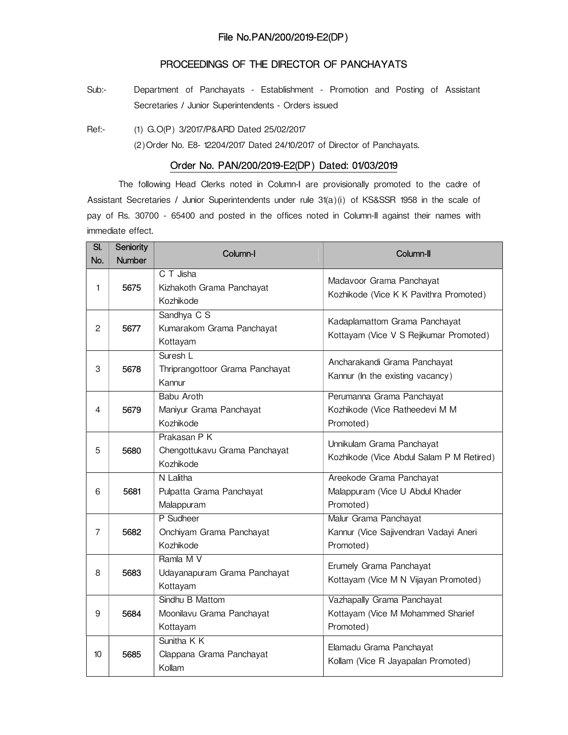File No.PAN/200/2019-E2(DP)

## PROCEEDINGS OF THE DIRECTOR OF PANCHAYATS

Sub:- Department of Panchayats - Establishment - Promotion and Posting of Assistant Secretaries / Junior Superintendents - Orders issued

Ref:- (1) G.O(P) 3/2017/P&ARD Dated 25/02/2017

(2) Order No. E8- 12204/2017 Dated 24/10/2017 of Director of Panchayats.

### Order No. PAN/200/2019-E2(DP) Dated: 01/03/2019

The following Head Clerks noted in Column-I are provisionally promoted to the cadre of Assistant Secretaries / Junior Superintendents under rule 31(a)(i) of KS&SSR 1958 in the scale of pay of Rs. 30700 - 65400 and posted in the offices noted in Column-II against their names with immediate effect.

| Sl. No. | Seniority Number | Column-I | Column-II |
|---|---|---|---|
| 1 | **5675** | C T Jisha<br>Kizhakoth Grama Panchayat<br>Kozhikode | Madavoor Grama Panchayat<br>Kozhikode (Vice K K Pavithra Promoted) |
| 2 | **5677** | Sandhya C S<br>Kumarakom Grama Panchayat<br>Kottayam | Kadaplamattom Grama Panchayat<br>Kottayam (Vice V S Rejikumar Promoted) |
| 3 | **5678** | Suresh L<br>Thriprangottoor Grama Panchayat<br>Kannur | Ancharakandi Grama Panchayat<br>Kannur (In the existing vacancy) |
| 4 | **5679** | Babu Aroth<br>Maniyur Grama Panchayat<br>Kozhikode | Perumanna Grama Panchayat<br>Kozhikode (Vice Ratheedevi M M Promoted) |
| 5 | **5680** | Prakasan P K<br>Chengottukavu Grama Panchayat<br>Kozhikode | Unnikulam Grama Panchayat<br>Kozhikode (Vice Abdul Salam P M Retired) |
| 6 | **5681** | N Lalitha<br>Pulpatta Grama Panchayat<br>Malappuram | Areekode Grama Panchayat<br>Malappuram (Vice U Abdul Khader Promoted) |
| 7 | **5682** | P Sudheer<br>Onchiyam Grama Panchayat<br>Kozhikode | Malur Grama Panchayat<br>Kannur (Vice Sajivendran Vadayi Aneri Promoted) |
| 8 | **5683** | Ramla M V<br>Udayanapuram Grama Panchayat<br>Kottayam | Erumely Grama Panchayat<br>Kottayam (Vice M N Vijayan Promoted) |
| 9 | **5684** | Sindhu B Mattom<br>Moonilavu Grama Panchayat<br>Kottayam | Vazhapally Grama Panchayat<br>Kottayam (Vice M Mohammed Sharief Promoted) |
| 10 | **5685** | Sunitha K K<br>Clappana Grama Panchayat<br>Kollam | Elamadu Grama Panchayat<br>Kollam (Vice R Jayapalan Promoted) |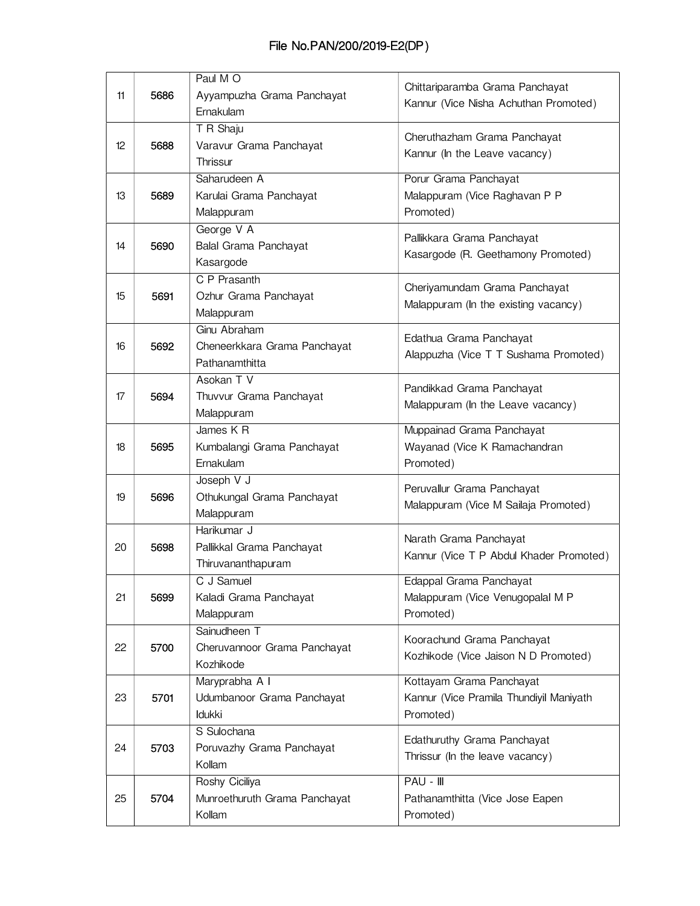# File No.PAN/200/2019-E2(DP)

| | | | |
|---|---|---|---|
| 11 | 5686 | Paul M O<br>Ayyampuzha Grama Panchayat<br>Ernakulam | Chittariparamba Grama Panchayat<br>Kannur (Vice Nisha Achuthan Promoted) |
| 12 | 5688 | T R Shaju<br>Varavur Grama Panchayat<br>Thrissur | Cheruthazham Grama Panchayat<br>Kannur (In the Leave vacancy) |
| 13 | 5689 | Saharudeen A<br>Karulai Grama Panchayat<br>Malappuram | Porur Grama Panchayat<br>Malappuram (Vice Raghavan P P<br>Promoted) |
| 14 | 5690 | George V A<br>Balal Grama Panchayat<br>Kasargode | Pallikkara Grama Panchayat<br>Kasargode (R. Geethamony Promoted) |
| 15 | 5691 | C P Prasanth<br>Ozhur Grama Panchayat<br>Malappuram | Cheriyamundam Grama Panchayat<br>Malappuram (In the existing vacancy) |
| 16 | 5692 | Ginu Abraham<br>Cheneerkkara Grama Panchayat<br>Pathanamthitta | Edathua Grama Panchayat<br>Alappuzha (Vice T T Sushama Promoted) |
| 17 | 5694 | Asokan T V<br>Thuvvur Grama Panchayat<br>Malappuram | Pandikkad Grama Panchayat<br>Malappuram (In the Leave vacancy) |
| 18 | 5695 | James K R<br>Kumbalangi Grama Panchayat<br>Ernakulam | Muppainad Grama Panchayat<br>Wayanad (Vice K Ramachandran<br>Promoted) |
| 19 | 5696 | Joseph V J<br>Othukungal Grama Panchayat<br>Malappuram | Peruvallur Grama Panchayat<br>Malappuram (Vice M Sailaja Promoted) |
| 20 | 5698 | Harikumar J<br>Pallikkal Grama Panchayat<br>Thiruvananthapuram | Narath Grama Panchayat<br>Kannur (Vice T P Abdul Khader Promoted) |
| 21 | 5699 | C J Samuel<br>Kaladi Grama Panchayat<br>Malappuram | Edappal Grama Panchayat<br>Malappuram (Vice Venugopalal M P<br>Promoted) |
| 22 | 5700 | Sainudheen T<br>Cheruvannoor Grama Panchayat<br>Kozhikode | Koorachund Grama Panchayat<br>Kozhikode (Vice Jaison N D Promoted) |
| 23 | 5701 | Maryprabha A I<br>Udumbanoor Grama Panchayat<br>Idukki | Kottayam Grama Panchayat<br>Kannur (Vice Pramila Thundiyil Maniyath<br>Promoted) |
| 24 | 5703 | S Sulochana<br>Poruvazhy Grama Panchayat<br>Kollam | Edathuruthy Grama Panchayat<br>Thrissur (In the leave vacancy) |
| 25 | 5704 | Roshy Ciciliya<br>Munroethuruth Grama Panchayat<br>Kollam | PAU - III<br>Pathanamthitta (Vice Jose Eapen<br>Promoted) |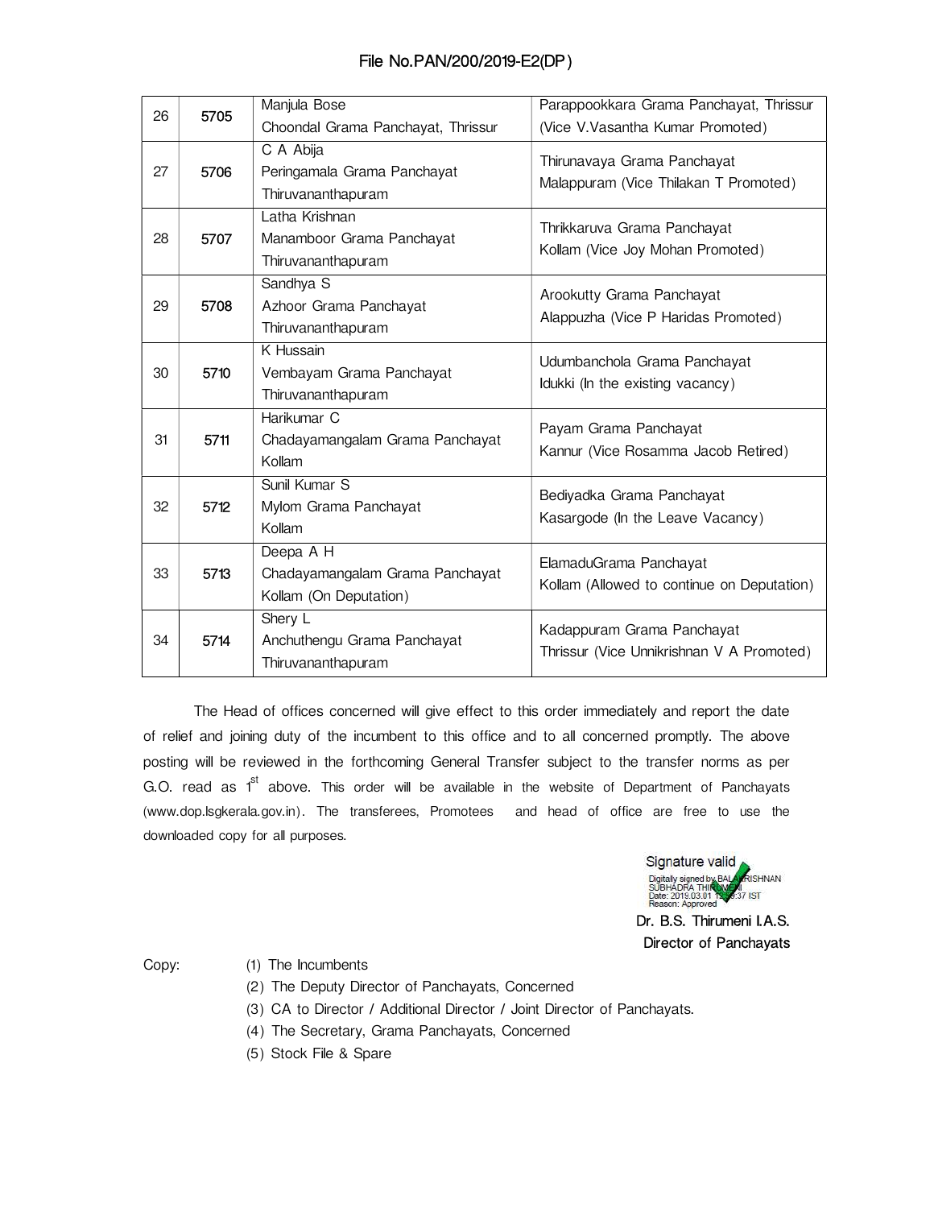File No.PAN/200/2019-E2(DP)

| | | | |
|---|---|---|---|
| 26 | 5705 | Manjula Bose<br>Choondal Grama Panchayat, Thrissur | Parappookkara Grama Panchayat, Thrissur (Vice V.Vasantha Kumar Promoted) |
| 27 | 5706 | C A Abija<br>Peringamala Grama Panchayat<br>Thiruvananthapuram | Thirunavaya Grama Panchayat<br>Malappuram (Vice Thilakan T Promoted) |
| 28 | 5707 | Latha Krishnan<br>Manamboor Grama Panchayat<br>Thiruvananthapuram | Thrikkaruva Grama Panchayat<br>Kollam (Vice Joy Mohan Promoted) |
| 29 | 5708 | Sandhya S<br>Azhoor Grama Panchayat<br>Thiruvananthapuram | Arookutty Grama Panchayat<br>Alappuzha (Vice P Haridas Promoted) |
| 30 | 5710 | K Hussain<br>Vembayam Grama Panchayat<br>Thiruvananthapuram | Udumbanchola Grama Panchayat<br>Idukki (In the existing vacancy) |
| 31 | 5711 | Harikumar C<br>Chadayamangalam Grama Panchayat<br>Kollam | Payam Grama Panchayat<br>Kannur (Vice Rosamma Jacob Retired) |
| 32 | 5712 | Sunil Kumar S<br>Mylom Grama Panchayat<br>Kollam | Bediyadka Grama Panchayat<br>Kasargode (In the Leave Vacancy) |
| 33 | 5713 | Deepa A H<br>Chadayamangalam Grama Panchayat<br>Kollam (On Deputation) | ElamaduGrama Panchayat<br>Kollam (Allowed to continue on Deputation) |
| 34 | 5714 | Shery L<br>Anchuthengu Grama Panchayat<br>Thiruvananthapuram | Kadappuram Grama Panchayat<br>Thrissur (Vice Unnikrishnan V A Promoted) |

The Head of offices concerned will give effect to this order immediately and report the date of relief and joining duty of the incumbent to this office and to all concerned promptly. The above posting will be reviewed in the forthcoming General Transfer subject to the transfer norms as per G.O. read as 1st above. This order will be available in the website of Department of Panchayats (www.dop.lsgkerala.gov.in). The transferees, Promotees and head of office are free to use the downloaded copy for all purposes.

Signature valid
Digitally signed by BALAKRISHNAN SUBHADRA THIRUMENI
Date: 2019.03.01 12:59:37 IST
Reason: Approved

**Dr. B.S. Thirumeni I.A.S.**
**Director of Panchayats**

Copy:
1. The Incumbents
2. The Deputy Director of Panchayats, Concerned
3. CA to Director / Additional Director / Joint Director of Panchayats.
4. The Secretary, Grama Panchayats, Concerned
5. Stock File & Spare